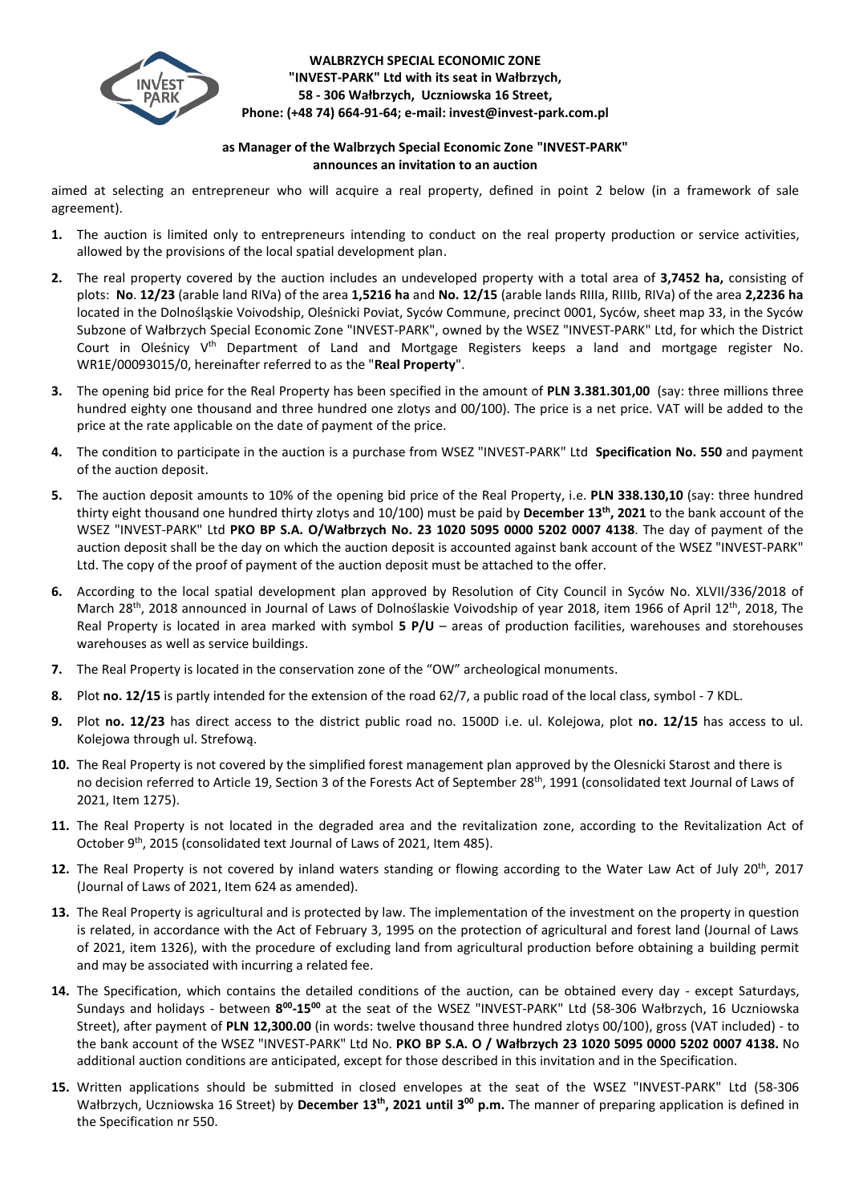**WALBRZYCH SPECIAL ECONOMIC ZONE**
**"INVEST-PARK" Ltd with its seat in Wałbrzych,**
**58 - 306 Wałbrzych, Uczniowska 16 Street,**
**Phone: (+48 74) 664-91-64; e-mail: invest@invest-park.com.pl**

**as Manager of the Walbrzych Special Economic Zone "INVEST-PARK"**
**announces an invitation to an auction**

aimed at selecting an entrepreneur who will acquire a real property, defined in point 2 below (in a framework of sale agreement).

1. The auction is limited only to entrepreneurs intending to conduct on the real property production or service activities, allowed by the provisions of the local spatial development plan.
2. The real property covered by the auction includes an undeveloped property with a total area of **3,7452 ha,** consisting of plots: **No**. **12/23** (arable land RIVa) of the area **1,5216 ha** and **No. 12/15** (arable lands RIIIa, RIIIb, RIVa) of the area **2,2236 ha** located in the Dolnośląskie Voivodship, Oleśnicki Poviat, Syców Commune, precinct 0001, Syców, sheet map 33, in the Syców Subzone of Wałbrzych Special Economic Zone "INVEST-PARK", owned by the WSEZ "INVEST-PARK" Ltd, for which the District Court in Oleśnicy V[th] Department of Land and Mortgage Registers keeps a land and mortgage register No. WR1E/00093015/0, hereinafter referred to as the "**Real Property**".
3. The opening bid price for the Real Property has been specified in the amount of **PLN 3.381.301,00** (say: three millions three hundred eighty one thousand and three hundred one zlotys and 00/100). The price is a net price. VAT will be added to the price at the rate applicable on the date of payment of the price.
4. The condition to participate in the auction is a purchase from WSEZ "INVEST-PARK" Ltd **Specification No. 550** and payment of the auction deposit.
5. The auction deposit amounts to 10% of the opening bid price of the Real Property, i.e. **PLN 338.130,10** (say: three hundred thirty eight thousand one hundred thirty zlotys and 10/100) must be paid by **December 13[th], 2021** to the bank account of the WSEZ "INVEST-PARK" Ltd **PKO BP S.A. O/Wałbrzych No. 23 1020 5095 0000 5202 0007 4138**. The day of payment of the auction deposit shall be the day on which the auction deposit is accounted against bank account of the WSEZ "INVEST-PARK" Ltd. The copy of the proof of payment of the auction deposit must be attached to the offer.
6. According to the local spatial development plan approved by Resolution of City Council in Syców No. XLVII/336/2018 of March 28[th], 2018 announced in Journal of Laws of Dolnoślaskie Voivodship of year 2018, item 1966 of April 12[th], 2018, The Real Property is located in area marked with symbol **5 P/U** – areas of production facilities, warehouses and storehouses warehouses as well as service buildings.
7. The Real Property is located in the conservation zone of the "OW" archeological monuments.
8. Plot **no. 12/15** is partly intended for the extension of the road 62/7, a public road of the local class, symbol - 7 KDL.
9. Plot **no. 12/23** has direct access to the district public road no. 1500D i.e. ul. Kolejowa, plot **no. 12/15** has access to ul. Kolejowa through ul. Strefową.
10. The Real Property is not covered by the simplified forest management plan approved by the Olesnicki Starost and there is no decision referred to Article 19, Section 3 of the Forests Act of September 28[th], 1991 (consolidated text Journal of Laws of 2021, Item 1275).
11. The Real Property is not located in the degraded area and the revitalization zone, according to the Revitalization Act of October 9[th], 2015 (consolidated text Journal of Laws of 2021, Item 485).
12. The Real Property is not covered by inland waters standing or flowing according to the Water Law Act of July 20[th], 2017 (Journal of Laws of 2021, Item 624 as amended).
13. The Real Property is agricultural and is protected by law. The implementation of the investment on the property in question is related, in accordance with the Act of February 3, 1995 on the protection of agricultural and forest land (Journal of Laws of 2021, item 1326), with the procedure of excluding land from agricultural production before obtaining a building permit and may be associated with incurring a related fee.
14. The Specification, which contains the detailed conditions of the auction, can be obtained every day - except Saturdays, Sundays and holidays - between **8[00]-15[00]** at the seat of the WSEZ "INVEST-PARK" Ltd (58-306 Wałbrzych, 16 Uczniowska Street), after payment of **PLN 12,300.00** (in words: twelve thousand three hundred zlotys 00/100), gross (VAT included) - to the bank account of the WSEZ "INVEST-PARK" Ltd No. **PKO BP S.A. O / Wałbrzych 23 1020 5095 0000 5202 0007 4138.** No additional auction conditions are anticipated, except for those described in this invitation and in the Specification.
15. Written applications should be submitted in closed envelopes at the seat of the WSEZ "INVEST-PARK" Ltd (58-306 Wałbrzych, Uczniowska 16 Street) by **December 13[th], 2021 until 3[00] p.m.** The manner of preparing application is defined in the Specification nr 550.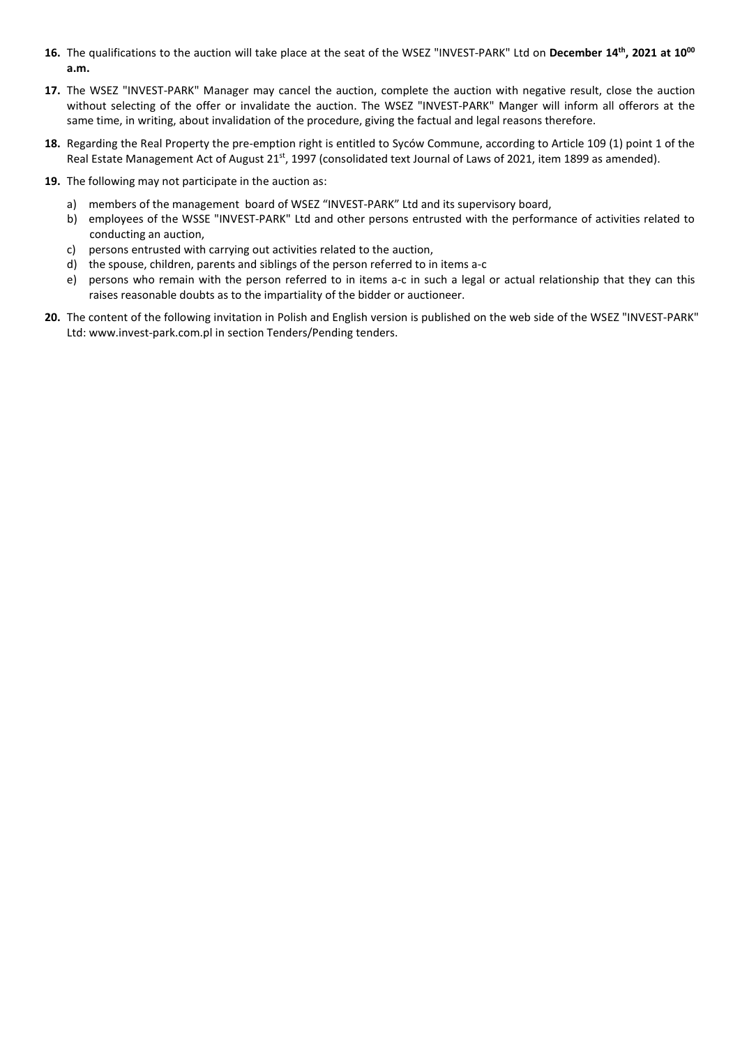**16.** The qualifications to the auction will take place at the seat of the WSEZ "INVEST-PARK" Ltd on **December 14th, 2021 at 10:00 a.m.**

**17.** The WSEZ "INVEST-PARK" Manager may cancel the auction, complete the auction with negative result, close the auction without selecting of the offer or invalidate the auction. The WSEZ "INVEST-PARK" Manger will inform all offerors at the same time, in writing, about invalidation of the procedure, giving the factual and legal reasons therefore.

**18.** Regarding the Real Property the pre-emption right is entitled to Syców Commune, according to Article 109 (1) point 1 of the Real Estate Management Act of August 21st, 1997 (consolidated text Journal of Laws of 2021, item 1899 as amended).

**19.** The following may not participate in the auction as:

a) members of the management board of WSEZ "INVEST-PARK" Ltd and its supervisory board,
b) employees of the WSSE "INVEST-PARK" Ltd and other persons entrusted with the performance of activities related to conducting an auction,
c) persons entrusted with carrying out activities related to the auction,
d) the spouse, children, parents and siblings of the person referred to in items a-c
e) persons who remain with the person referred to in items a-c in such a legal or actual relationship that they can this raises reasonable doubts as to the impartiality of the bidder or auctioneer.

**20.** The content of the following invitation in Polish and English version is published on the web side of the WSEZ "INVEST-PARK" Ltd: www.invest-park.com.pl in section Tenders/Pending tenders.